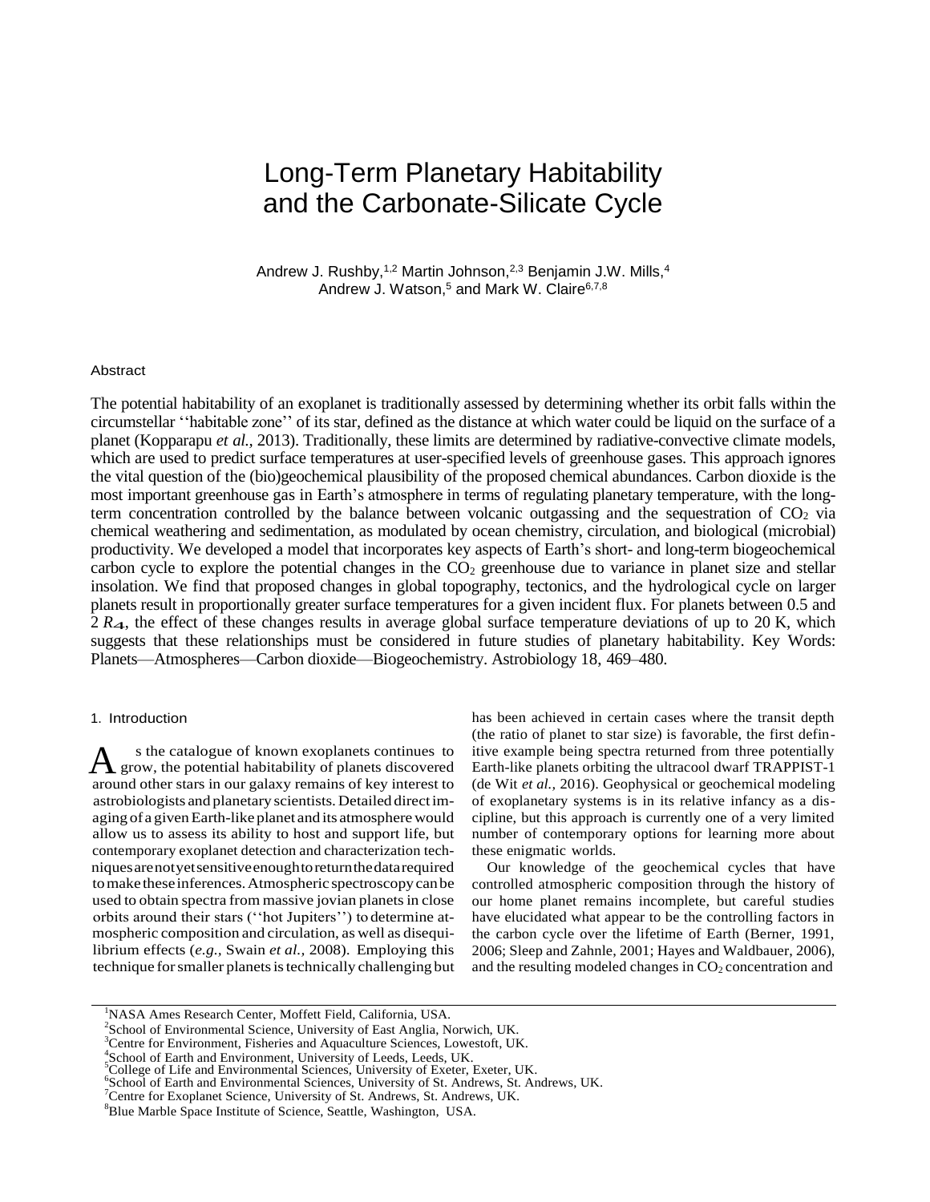# Long-Term Planetary Habitability and the Carbonate-Silicate Cycle

Andrew J. Rushby,[1,2] Martin Johnson,[2,3] Benjamin J.W. Mills,[4] Andrew J. Watson,[5] and Mark W. Claire[6,7,8]

## Abstract

The potential habitability of an exoplanet is traditionally assessed by determining whether its orbit falls within the circumstellar ''habitable zone'' of its star, defined as the distance at which water could be liquid on the surface of a planet (Kopparapu *et al.,* 2013). Traditionally, these limits are determined by radiative-convective climate models, which are used to predict surface temperatures at user-specified levels of greenhouse gases. This approach ignores the vital question of the (bio)geochemical plausibility of the proposed chemical abundances. Carbon dioxide is the most important greenhouse gas in Earth's atmosphere in terms of regulating planetary temperature, with the long-term concentration controlled by the balance between volcanic outgassing and the sequestration of $CO_2$ via chemical weathering and sedimentation, as modulated by ocean chemistry, circulation, and biological (microbial) productivity. We developed a model that incorporates key aspects of Earth's short- and long-term biogeochemical carbon cycle to explore the potential changes in the $CO_2$ greenhouse due to variance in planet size and stellar insolation. We find that proposed changes in global topography, tectonics, and the hydrological cycle on larger planets result in proportionally greater surface temperatures for a given incident flux. For planets between 0.5 and 2 $R_{\oplus}$, the effect of these changes results in average global surface temperature deviations of up to 20 K, which suggests that these relationships must be considered in future studies of planetary habitability. Key Words: Planets—Atmospheres—Carbon dioxide—Biogeochemistry. Astrobiology 18, 469–480.

## 1. Introduction

As the catalogue of known exoplanets continues to grow, the potential habitability of planets discovered around other stars in our galaxy remains of key interest to astrobiologists and planetary scientists. Detailed direct imaging of a given Earth-like planet and its atmosphere would allow us to assess its ability to host and support life, but contemporary exoplanet detection and characterization techniques are not yet sensitive enough to return the data required to make these inferences. Atmospheric spectroscopy can be used to obtain spectra from massive jovian planets in close orbits around their stars (''hot Jupiters'') to determine atmospheric composition and circulation, as well as disequilibrium effects (*e.g.,* Swain *et al.,* 2008). Employing this technique for smaller planets is technically challenging but has been achieved in certain cases where the transit depth (the ratio of planet to star size) is favorable, the first definitive example being spectra returned from three potentially Earth-like planets orbiting the ultracool dwarf TRAPPIST-1 (de Wit *et al.,* 2016). Geophysical or geochemical modeling of exoplanetary systems is in its relative infancy as a discipline, but this approach is currently one of a very limited number of contemporary options for learning more about these enigmatic worlds.

Our knowledge of the geochemical cycles that have controlled atmospheric composition through the history of our home planet remains incomplete, but careful studies have elucidated what appear to be the controlling factors in the carbon cycle over the lifetime of Earth (Berner, 1991, 2006; Sleep and Zahnle, 2001; Hayes and Waldbauer, 2006), and the resulting modeled changes in $CO_2$ concentration and

---

[1]NASA Ames Research Center, Moffett Field, California, USA.
[2]School of Environmental Science, University of East Anglia, Norwich, UK.
[3]Centre for Environment, Fisheries and Aquaculture Sciences, Lowestoft, UK.
[4]School of Earth and Environment, University of Leeds, Leeds, UK.
[5]College of Life and Environmental Sciences, University of Exeter, Exeter, UK.
[6]School of Earth and Environmental Sciences, University of St. Andrews, St. Andrews, UK.
[7]Centre for Exoplanet Science, University of St. Andrews, St. Andrews, UK.
[8]Blue Marble Space Institute of Science, Seattle, Washington, USA.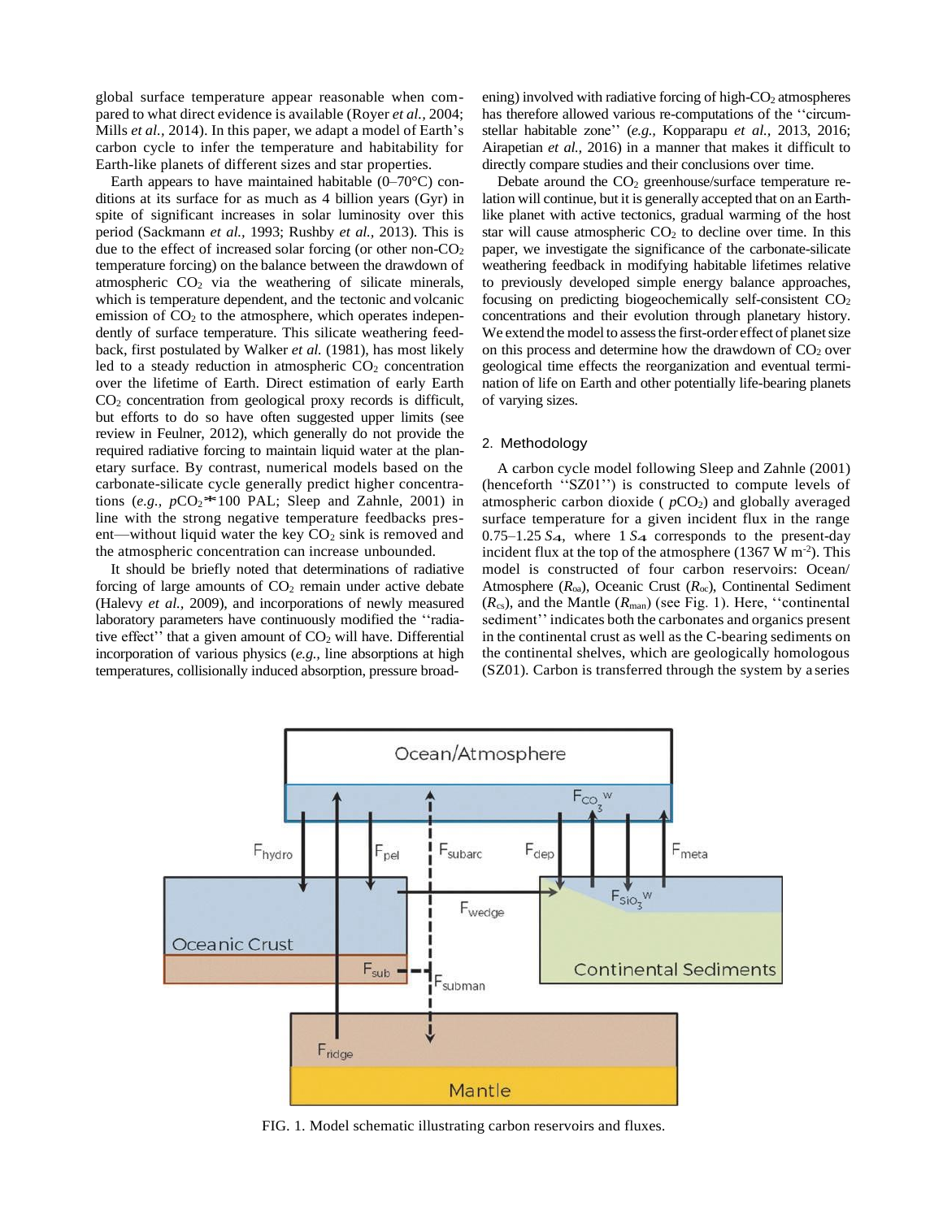global surface temperature appear reasonable when compared to what direct evidence is available (Royer *et al.*, 2004; Mills *et al.*, 2014). In this paper, we adapt a model of Earth's carbon cycle to infer the temperature and habitability for Earth-like planets of different sizes and star properties.

Earth appears to have maintained habitable (0–70°C) conditions at its surface for as much as 4 billion years (Gyr) in spite of significant increases in solar luminosity over this period (Sackmann *et al.*, 1993; Rushby *et al.*, 2013). This is due to the effect of increased solar forcing (or other non-$CO_2$ temperature forcing) on the balance between the drawdown of atmospheric $CO_2$ via the weathering of silicate minerals, which is temperature dependent, and the tectonic and volcanic emission of $CO_2$ to the atmosphere, which operates independently of surface temperature. This silicate weathering feedback, first postulated by Walker *et al.* (1981), has most likely led to a steady reduction in atmospheric $CO_2$ concentration over the lifetime of Earth. Direct estimation of early Earth $CO_2$ concentration from geological proxy records is difficult, but efforts to do so have often suggested upper limits (see review in Feulner, 2012), which generally do not provide the required radiative forcing to maintain liquid water at the planetary surface. By contrast, numerical models based on the carbonate-silicate cycle generally predict higher concentrations (*e.g.*, $pCO_2 \approx 100$ PAL; Sleep and Zahnle, 2001) in line with the strong negative temperature feedbacks present—without liquid water the key $CO_2$ sink is removed and the atmospheric concentration can increase unbounded.

It should be briefly noted that determinations of radiative forcing of large amounts of $CO_2$ remain under active debate (Halevy *et al.*, 2009), and incorporations of newly measured laboratory parameters have continuously modified the ''radiative effect'' that a given amount of $CO_2$ will have. Differential incorporation of various physics (*e.g.*, line absorptions at high temperatures, collisionally induced absorption, pressure broadening) involved with radiative forcing of high-$CO_2$ atmospheres has therefore allowed various re-computations of the ''circumstellar habitable zone'' (*e.g.*, Kopparapu *et al.*, 2013, 2016; Airapetian *et al.*, 2016) in a manner that makes it difficult to directly compare studies and their conclusions over time.

Debate around the $CO_2$ greenhouse/surface temperature relation will continue, but it is generally accepted that on an Earth-like planet with active tectonics, gradual warming of the host star will cause atmospheric $CO_2$ to decline over time. In this paper, we investigate the significance of the carbonate-silicate weathering feedback in modifying habitable lifetimes relative to previously developed simple energy balance approaches, focusing on predicting biogeochemically self-consistent $CO_2$ concentrations and their evolution through planetary history. We extend the model to assess the first-order effect of planet size on this process and determine how the drawdown of $CO_2$ over geological time effects the reorganization and eventual termination of life on Earth and other potentially life-bearing planets of varying sizes.

## 2. Methodology

A carbon cycle model following Sleep and Zahnle (2001) (henceforth ''SZ01'') is constructed to compute levels of atmospheric carbon dioxide ($pCO_2$) and globally averaged surface temperature for a given incident flux in the range 0.75–1.25 $S_{\oplus}$, where 1 $S_{\oplus}$ corresponds to the present-day incident flux at the top of the atmosphere (1367 W m$^{-2}$). This model is constructed of four carbon reservoirs: Ocean/Atmosphere ($R_{oa}$), Oceanic Crust ($R_{oc}$), Continental Sediment ($R_{cs}$), and the Mantle ($R_{man}$) (see Fig. 1). Here, ''continental sediment'' indicates both the carbonates and organics present in the continental crust as well as the C-bearing sediments on the continental shelves, which are geologically homologous (SZ01). Carbon is transferred through the system by a series

FIG. 1. Model schematic illustrating carbon reservoirs and fluxes.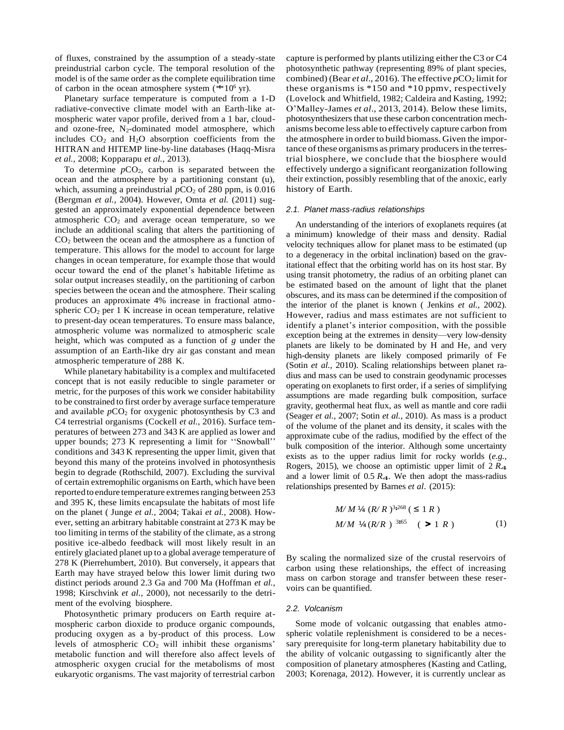of fluxes, constrained by the assumption of a steady-state preindustrial carbon cycle. The temporal resolution of the model is of the same order as the complete equilibration time of carbon in the ocean atmosphere system (~$10^6$ yr).

Planetary surface temperature is computed from a 1-D radiative-convective climate model with an Earth-like atmospheric water vapor profile, derived from a 1 bar, cloud- and ozone-free, $N_2$-dominated model atmosphere, which includes $CO_2$ and $H_2O$ absorption coefficients from the HITRAN and HITEMP line-by-line databases (Haqq-Misra *et al.,* 2008; Kopparapu *et al.,* 2013).

To determine $pCO_2$, carbon is separated between the ocean and the atmosphere by a partitioning constant (u), which, assuming a preindustrial $pCO_2$ of 280 ppm, is 0.016 (Bergman *et al.,* 2004). However, Omta *et al.* (2011) suggested an approximately exponential dependence between atmospheric $CO_2$ and average ocean temperature, so we include an additional scaling that alters the partitioning of $CO_2$ between the ocean and the atmosphere as a function of temperature. This allows for the model to account for large changes in ocean temperature, for example those that would occur toward the end of the planet's habitable lifetime as solar output increases steadily, on the partitioning of carbon species between the ocean and the atmosphere. Their scaling produces an approximate 4% increase in fractional atmospheric $CO_2$ per 1 K increase in ocean temperature, relative to present-day ocean temperatures. To ensure mass balance, atmospheric volume was normalized to atmospheric scale height, which was computed as a function of *g* under the assumption of an Earth-like dry air gas constant and mean atmospheric temperature of 288 K.

While planetary habitability is a complex and multifaceted concept that is not easily reducible to single parameter or metric, for the purposes of this work we consider habitability to be constrained to first order by average surface temperature and available $pCO_2$ for oxygenic photosynthesis by C3 and C4 terrestrial organisms (Cockell *et al.,* 2016). Surface temperatures of between 273 and 343 K are applied as lower and upper bounds; 273 K representing a limit for ''Snowball'' conditions and 343 K representing the upper limit, given that beyond this many of the proteins involved in photosynthesis begin to degrade (Rothschild, 2007). Excluding the survival of certain extremophilic organisms on Earth, which have been reported to endure temperature extremes ranging between 253 and 395 K, these limits encapsulate the habitats of most life on the planet ( Junge *et al.,* 2004; Takai *et al.,* 2008). However, setting an arbitrary habitable constraint at 273 K may be too limiting in terms of the stability of the climate, as a strong positive ice-albedo feedback will most likely result in an entirely glaciated planet up to a global average temperature of 278 K (Pierrehumbert, 2010). But conversely, it appears that Earth may have strayed below this lower limit during two distinct periods around 2.3 Ga and 700 Ma (Hoffman *et al.,* 1998; Kirschvink *et al.,* 2000), not necessarily to the detriment of the evolving biosphere.

Photosynthetic primary producers on Earth require atmospheric carbon dioxide to produce organic compounds, producing oxygen as a by-product of this process. Low levels of atmospheric $CO_2$ will inhibit these organisms' metabolic function and will therefore also affect levels of atmospheric oxygen crucial for the metabolisms of most eukaryotic organisms. The vast majority of terrestrial carbon capture is performed by plants utilizing either the C3 or C4 photosynthetic pathway (representing 89% of plant species, combined) (Bear *et al*., 2016). The effective $pCO_2$ limit for these organisms is ~150 and ~10 ppmv, respectively (Lovelock and Whitfield, 1982; Caldeira and Kasting, 1992; O'Malley-James *et al*., 2013, 2014). Below these limits, photosynthesizers that use these carbon concentration mechanisms become less able to effectively capture carbon from the atmosphere in order to build biomass. Given the importance of these organisms as primary producers in the terrestrial biosphere, we conclude that the biosphere would effectively undergo a significant reorganization following their extinction, possibly resembling that of the anoxic, early history of Earth.

### 2.1. Planet mass-radius relationships

An understanding of the interiors of exoplanets requires (at a minimum) knowledge of their mass and density. Radial velocity techniques allow for planet mass to be estimated (up to a degeneracy in the orbital inclination) based on the gravitational effect that the orbiting world has on its host star. By using transit photometry, the radius of an orbiting planet can be estimated based on the amount of light that the planet obscures, and its mass can be determined if the composition of the interior of the planet is known ( Jenkins *et al.,* 2002). However, radius and mass estimates are not sufficient to identify a planet's interior composition, with the possible exception being at the extremes in density—very low-density planets are likely to be dominated by H and He, and very high-density planets are likely composed primarily of Fe (Sotin *et al.,* 2010). Scaling relationships between planet radius and mass can be used to constrain geodynamic processes operating on exoplanets to first order, if a series of simplifying assumptions are made regarding bulk composition, surface gravity, geothermal heat flux, as well as mantle and core radii (Seager *et al.,* 2007; Sotin *et al.,* 2010). As mass is a product of the volume of the planet and its density, it scales with the approximate cube of the radius, modified by the effect of the bulk composition of the interior. Although some uncertainty exists as to the upper radius limit for rocky worlds (*e.g.,* Rogers, 2015), we choose an optimistic upper limit of 2 $R_{\oplus}$ and a lower limit of 0.5 $R_{\oplus}$. We then adopt the mass-radius relationships presented by Barnes *et al*. (2015):

$$
\begin{aligned}
M/M_{\oplus} &= (R/R_{\oplus})^{3.268} \quad (\leq 1\ R_{\oplus}) \\
M/M_{\oplus} &= (R/R_{\oplus})^{3.65} \quad (> 1\ R_{\oplus})
\end{aligned}
\tag{1}
$$

By scaling the normalized size of the crustal reservoirs of carbon using these relationships, the effect of increasing mass on carbon storage and transfer between these reservoirs can be quantified.

### 2.2. Volcanism

Some mode of volcanic outgassing that enables atmospheric volatile replenishment is considered to be a necessary prerequisite for long-term planetary habitability due to the ability of volcanic outgassing to significantly alter the composition of planetary atmospheres (Kasting and Catling, 2003; Korenaga, 2012). However, it is currently unclear as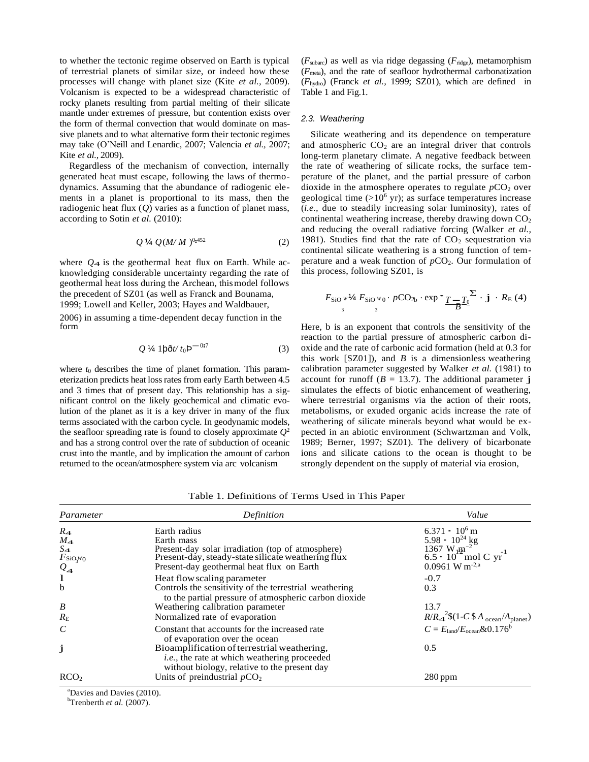to whether the tectonic regime observed on Earth is typical of terrestrial planets of similar size, or indeed how these processes will change with planet size (Kite *et al.*, 2009). Volcanism is expected to be a widespread characteristic of rocky planets resulting from partial melting of their silicate mantle under extremes of pressure, but contention exists over the form of thermal convection that would dominate on massive planets and to what alternative form their tectonic regimes may take (O'Neill and Lenardic, 2007; Valencia *et al.*, 2007; Kite *et al.*, 2009).

Regardless of the mechanism of convection, internally generated heat must escape, following the laws of thermodynamics. Assuming that the abundance of radiogenic elements in a planet is proportional to its mass, then the radiogenic heat flux ($Q$) varies as a function of planet mass, according to Sotin *et al.* (2010):

$$Q = Q_{\oplus}(M/M_{\oplus})^{0.452} \tag{2}$$

where $Q_{\oplus}$ is the geothermal heat flux on Earth. While acknowledging considerable uncertainty regarding the rate of geothermal heat loss during the Archean, this model follows the precedent of SZ01 (as well as Franck and Bounama, 1999; Lowell and Keller, 2003; Hayes and Waldbauer, 2006) in assuming a time-dependent decay function in the form

$$Q = 1 + (t/t_0)^{-0.7} \tag{3}$$

where $t_0$ describes the time of planet formation. This parameterization predicts heat loss rates from early Earth between 4.5 and 3 times that of present day. This relationship has a significant control on the likely geochemical and climatic evolution of the planet as it is a key driver in many of the flux terms associated with the carbon cycle. In geodynamic models, the seafloor spreading rate is found to closely approximate $Q^2$ and has a strong control over the rate of subduction of oceanic crust into the mantle, and by implication the amount of carbon returned to the ocean/atmosphere system via arc volcanism ($F_{subarc}$) as well as via ridge degassing ($F_{ridge}$), metamorphism ($F_{meta}$), and the rate of seafloor hydrothermal carbonatization ($F_{hydro}$) (Franck *et al.*, 1999; SZ01), which are defined in Table 1 and Fig.1.

### 2.3. Weathering

Silicate weathering and its dependence on temperature and atmospheric $CO_2$ are an integral driver that controls long-term planetary climate. A negative feedback between the rate of weathering of silicate rocks, the surface temperature of the planet, and the partial pressure of carbon dioxide in the atmosphere operates to regulate $pCO_2$ over geological time ($>10^6$ yr); as surface temperatures increase (*i.e.*, due to steadily increasing solar luminosity), rates of continental weathering increase, thereby drawing down $CO_2$ and reducing the overall radiative forcing (Walker *et al.*, 1981). Studies find that the rate of $CO_2$ sequestration via continental silicate weathering is a strong function of temperature and a weak function of $pCO_2$. Our formulation of this process, following SZ01, is

$$F_{SiO_3w} = F_{SiO_3w_0} \cdot pCO_2^{b} \cdot \exp\left[\frac{T - T_0}{B}\right] \cdot \mathbf{j} \cdot R_E \tag{4}$$

Here, b is an exponent that controls the sensitivity of the reaction to the partial pressure of atmospheric carbon dioxide and the rate of carbonic acid formation (held at 0.3 for this work [SZ01]), and $B$ is a dimensionless weathering calibration parameter suggested by Walker *et al.* (1981) to account for runoff ($B = 13.7$). The additional parameter $\mathbf{j}$ simulates the effects of biotic enhancement of weathering, where terrestrial organisms via the action of their roots, metabolisms, or exuded organic acids increase the rate of weathering of silicate minerals beyond what would be expected in an abiotic environment (Schwartzman and Volk, 1989; Berner, 1997; SZ01). The delivery of bicarbonate ions and silicate cations to the ocean is thought to be strongly dependent on the supply of material via erosion,

Table 1. Definitions of Terms Used in This Paper

| *Parameter* | *Definition* | *Value* |
|---|---|---|
| $R_{\oplus}$ | Earth radius | $6.371 \cdot 10^6$ m |
| $M_{\oplus}$ | Earth mass | $5.98 \cdot 10^{24}$ kg |
| $S_{\oplus}$ | Present-day solar irradiation (top of atmosphere) | 1367 W m$^{-2}$ |
| $F_{SiO_3w_0}$ | Present-day, steady-state silicate weathering flux | $6.5 \cdot 10^{12}$ mol C yr$^{-1}$ |
| $Q_{\oplus}$ | Present-day geothermal heat flux on Earth | 0.0961 W m$^{-2}$ [a] |
| $\mathbf{l}$ | Heat flow scaling parameter | -0.7 |
| b | Controls the sensitivity of the terrestrial weathering to the partial pressure of atmospheric carbon dioxide | 0.3 |
| $B$ | Weathering calibration parameter | 13.7 |
| $R_E$ | Normalized rate of evaporation | $R/R_{\oplus}^2 \cdot (1-C \cdot A_{ocean}/A_{planet})$ |
| $C$ | Constant that accounts for the increased rate of evaporation over the ocean | $C = E_{land}/E_{ocean} \approx 0.176$ [b] |
| $\mathbf{j}$ | Bioamplification of terrestrial weathering, *i.e.*, the rate at which weathering proceeded without biology, relative to the present day | 0.5 |
| $RCO_2$ | Units of preindustrial $pCO_2$ | 280 ppm |

[a] Davies and Davies (2010).
[b] Trenberth *et al.* (2007).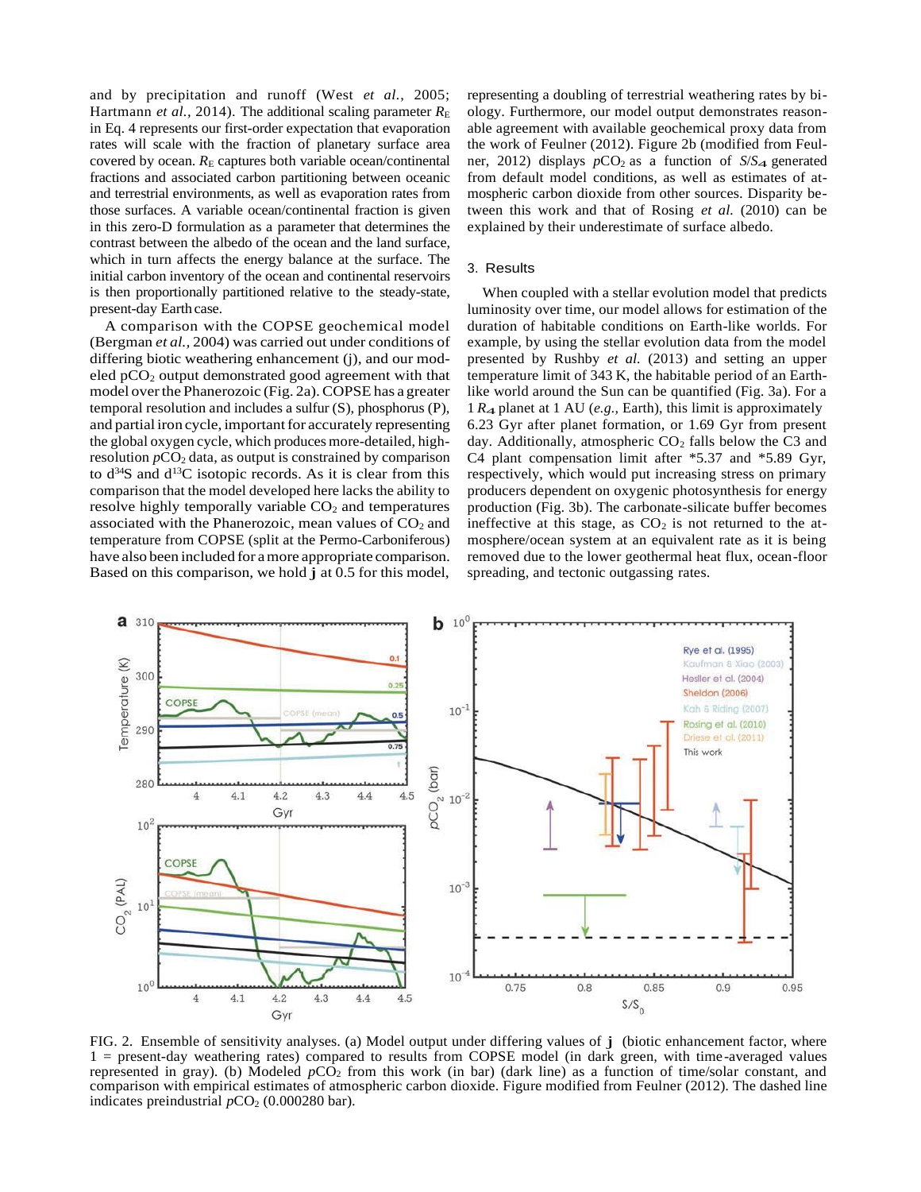and by precipitation and runoff (West *et al.,* 2005; Hartmann *et al.,* 2014). The additional scaling parameter $R_E$ in Eq. 4 represents our first-order expectation that evaporation rates will scale with the fraction of planetary surface area covered by ocean. $R_E$ captures both variable ocean/continental fractions and associated carbon partitioning between oceanic and terrestrial environments, as well as evaporation rates from those surfaces. A variable ocean/continental fraction is given in this zero-D formulation as a parameter that determines the contrast between the albedo of the ocean and the land surface, which in turn affects the energy balance at the surface. The initial carbon inventory of the ocean and continental reservoirs is then proportionally partitioned relative to the steady-state, present-day Earth case.

A comparison with the COPSE geochemical model (Bergman *et al.,* 2004) was carried out under conditions of differing biotic weathering enhancement (j), and our modeled $pCO_2$ output demonstrated good agreement with that model over the Phanerozoic (Fig. 2a). COPSE has a greater temporal resolution and includes a sulfur (S), phosphorus (P), and partial iron cycle, important for accurately representing the global oxygen cycle, which produces more-detailed, high-resolution $pCO_2$ data, as output is constrained by comparison to $d^{34}S$ and $d^{13}C$ isotopic records. As it is clear from this comparison that the model developed here lacks the ability to resolve highly temporally variable $CO_2$ and temperatures associated with the Phanerozoic, mean values of $CO_2$ and temperature from COPSE (split at the Permo-Carboniferous) have also been included for a more appropriate comparison. Based on this comparison, we hold **j** at 0.5 for this model, representing a doubling of terrestrial weathering rates by biology. Furthermore, our model output demonstrates reasonable agreement with available geochemical proxy data from the work of Feulner (2012). Figure 2b (modified from Feulner, 2012) displays $pCO_2$ as a function of $S/S_{\oplus}$ generated from default model conditions, as well as estimates of atmospheric carbon dioxide from other sources. Disparity between this work and that of Rosing *et al.* (2010) can be explained by their underestimate of surface albedo.

## 3. Results

When coupled with a stellar evolution model that predicts luminosity over time, our model allows for estimation of the duration of habitable conditions on Earth-like worlds. For example, by using the stellar evolution data from the model presented by Rushby *et al.* (2013) and setting an upper temperature limit of 343 K, the habitable period of an Earth-like world around the Sun can be quantified (Fig. 3a). For a 1 $R_{\oplus}$ planet at 1 AU (*e.g.,* Earth), this limit is approximately 6.23 Gyr after planet formation, or 1.69 Gyr from present day. Additionally, atmospheric $CO_2$ falls below the C3 and C4 plant compensation limit after *5.37 and *5.89 Gyr, respectively, which would put increasing stress on primary producers dependent on oxygenic photosynthesis for energy production (Fig. 3b). The carbonate-silicate buffer becomes ineffective at this stage, as $CO_2$ is not returned to the atmosphere/ocean system at an equivalent rate as it is being removed due to the lower geothermal heat flux, ocean-floor spreading, and tectonic outgassing rates.

FIG. 2. Ensemble of sensitivity analyses. (a) Model output under differing values of **j** (biotic enhancement factor, where 1 = present-day weathering rates) compared to results from COPSE model (in dark green, with time-averaged values represented in gray). (b) Modeled $pCO_2$ from this work (in bar) (dark line) as a function of time/solar constant, and comparison with empirical estimates of atmospheric carbon dioxide. Figure modified from Feulner (2012). The dashed line indicates preindustrial $pCO_2$ (0.000280 bar).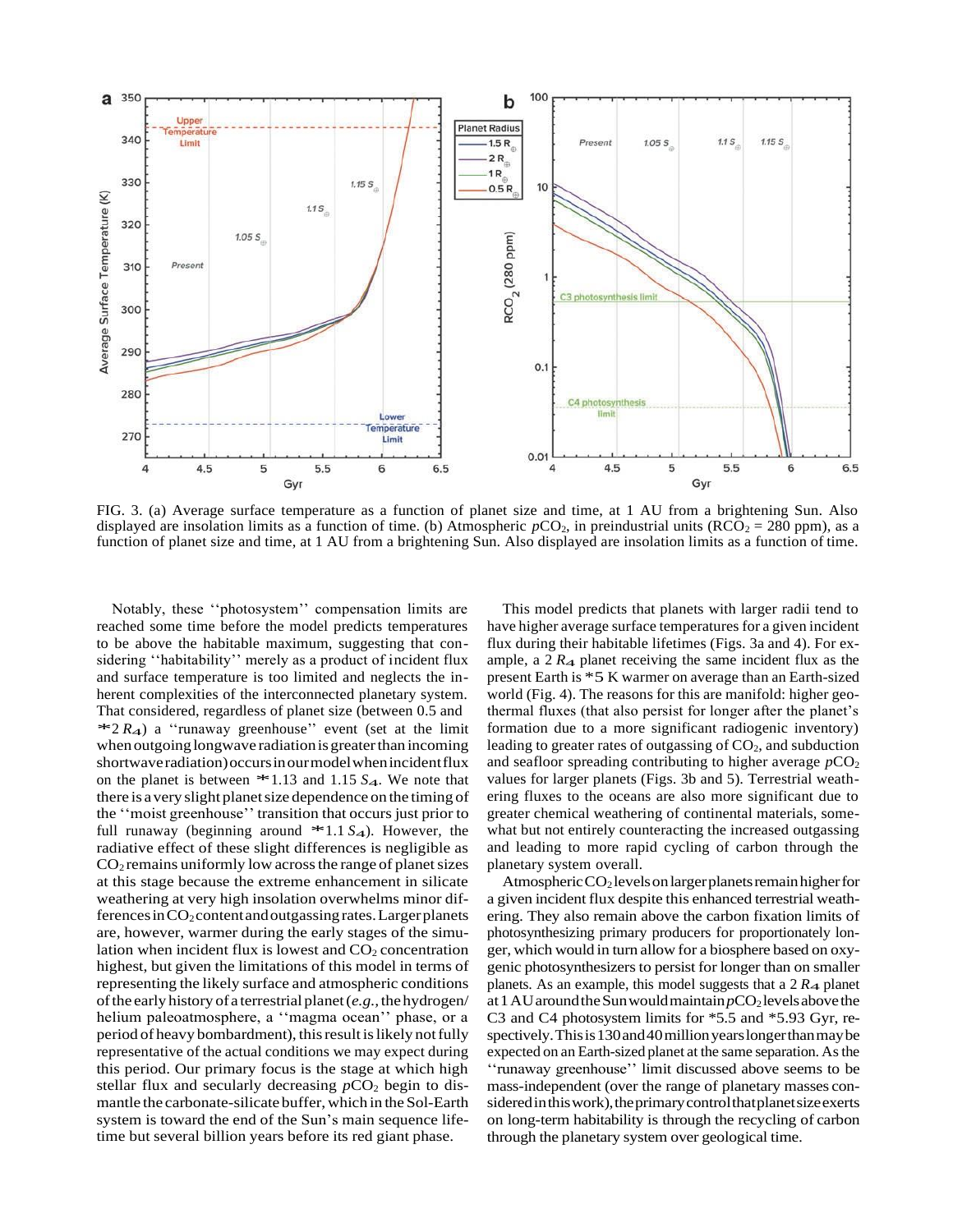FIG. 3. (a) Average surface temperature as a function of planet size and time, at 1 AU from a brightening Sun. Also displayed are insolation limits as a function of time. (b) Atmospheric $pCO_2$, in preindustrial units ($RCO_2$ = 280 ppm), as a function of planet size and time, at 1 AU from a brightening Sun. Also displayed are insolation limits as a function of time.

Notably, these ''photosystem'' compensation limits are reached some time before the model predicts temperatures to be above the habitable maximum, suggesting that considering ''habitability'' merely as a product of incident flux and surface temperature is too limited and neglects the inherent complexities of the interconnected planetary system. That considered, regardless of planet size (between 0.5 and ~2 $R_⊕$) a ''runaway greenhouse'' event (set at the limit when outgoing longwave radiation is greater than incoming shortwave radiation) occurs in our model when incident flux on the planet is between ~1.13 and 1.15 $S_⊕$. We note that there is a very slight planet size dependence on the timing of the ''moist greenhouse'' transition that occurs just prior to full runaway (beginning around ~1.1 $S_⊕$). However, the radiative effect of these slight differences is negligible as $CO_2$ remains uniformly low across the range of planet sizes at this stage because the extreme enhancement in silicate weathering at very high insolation overwhelms minor differences in $CO_2$ content and outgassing rates. Larger planets are, however, warmer during the early stages of the simulation when incident flux is lowest and $CO_2$ concentration highest, but given the limitations of this model in terms of representing the likely surface and atmospheric conditions of the early history of a terrestrial planet (*e.g.*, the hydrogen/helium paleoatmosphere, a ''magma ocean'' phase, or a period of heavy bombardment), this result is likely not fully representative of the actual conditions we may expect during this period. Our primary focus is the stage at which high stellar flux and secularly decreasing $pCO_2$ begin to dismantle the carbonate-silicate buffer, which in the Sol-Earth system is toward the end of the Sun's main sequence lifetime but several billion years before its red giant phase.

This model predicts that planets with larger radii tend to have higher average surface temperatures for a given incident flux during their habitable lifetimes (Figs. 3a and 4). For example, a 2 $R_⊕$ planet receiving the same incident flux as the present Earth is ~5 K warmer on average than an Earth-sized world (Fig. 4). The reasons for this are manifold: higher geothermal fluxes (that also persist for longer after the planet's formation due to a more significant radiogenic inventory) leading to greater rates of outgassing of $CO_2$, and subduction and seafloor spreading contributing to higher average $pCO_2$ values for larger planets (Figs. 3b and 5). Terrestrial weathering fluxes to the oceans are also more significant due to greater chemical weathering of continental materials, somewhat but not entirely counteracting the increased outgassing and leading to more rapid cycling of carbon through the planetary system overall.

Atmospheric $CO_2$ levels on larger planets remain higher for a given incident flux despite this enhanced terrestrial weathering. They also remain above the carbon fixation limits of photosynthesizing primary producers for proportionately longer, which would in turn allow for a biosphere based on oxygenic photosynthesizers to persist for longer than on smaller planets. As an example, this model suggests that a 2 $R_⊕$ planet at 1 AU around the Sun would maintain $pCO_2$ levels above the C3 and C4 photosystem limits for ~5.5 and ~5.93 Gyr, respectively. This is 130 and 40 million years longer than may be expected on an Earth-sized planet at the same separation. As the ''runaway greenhouse'' limit discussed above seems to be mass-independent (over the range of planetary masses considered in this work), the primary control that planet size exerts on long-term habitability is through the recycling of carbon through the planetary system over geological time.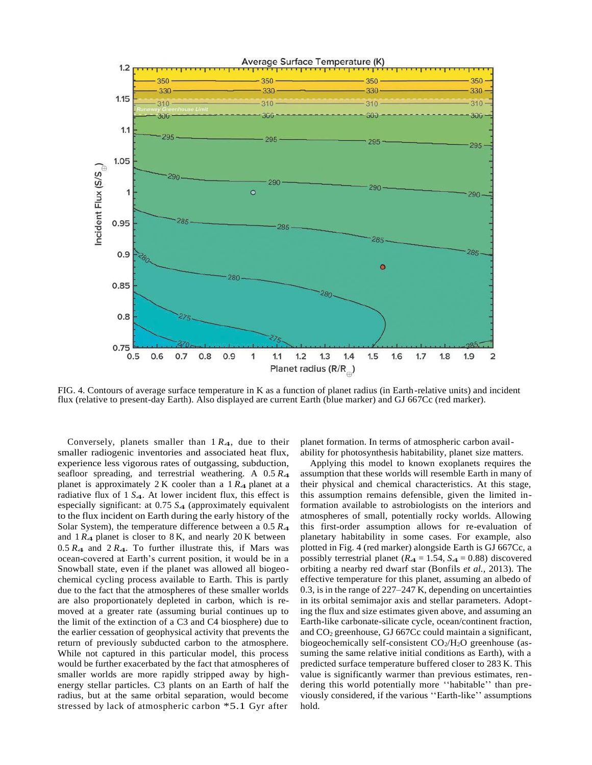FIG. 4. Contours of average surface temperature in K as a function of planet radius (in Earth-relative units) and incident flux (relative to present-day Earth). Also displayed are current Earth (blue marker) and GJ 667Cc (red marker).

Conversely, planets smaller than $1\,R_{\oplus}$, due to their smaller radiogenic inventories and associated heat flux, experience less vigorous rates of outgassing, subduction, seafloor spreading, and terrestrial weathering. A $0.5\,R_{\oplus}$ planet is approximately 2 K cooler than a $1\,R_{\oplus}$ planet at a radiative flux of $1\,S_{\oplus}$. At lower incident flux, this effect is especially significant: at $0.75\,S_{\oplus}$ (approximately equivalent to the flux incident on Earth during the early history of the Solar System), the temperature difference between a $0.5\,R_{\oplus}$ and $1\,R_{\oplus}$ planet is closer to 8 K, and nearly 20 K between $0.5\,R_{\oplus}$ and $2\,R_{\oplus}$. To further illustrate this, if Mars was ocean-covered at Earth's current position, it would be in a Snowball state, even if the planet was allowed all biogeochemical cycling process available to Earth. This is partly due to the fact that the atmospheres of these smaller worlds are also proportionately depleted in carbon, which is removed at a greater rate (assuming burial continues up to the limit of the extinction of a C3 and C4 biosphere) due to the earlier cessation of geophysical activity that prevents the return of previously subducted carbon to the atmosphere. While not captured in this particular model, this process would be further exacerbated by the fact that atmospheres of smaller worlds are more rapidly stripped away by high-energy stellar particles. C3 plants on an Earth of half the radius, but at the same orbital separation, would become stressed by lack of atmospheric carbon $\sim$5.1 Gyr after planet formation. In terms of atmospheric carbon availability for photosynthesis habitability, planet size matters.

Applying this model to known exoplanets requires the assumption that these worlds will resemble Earth in many of their physical and chemical characteristics. At this stage, this assumption remains defensible, given the limited information available to astrobiologists on the interiors and atmospheres of small, potentially rocky worlds. Allowing this first-order assumption allows for re-evaluation of planetary habitability in some cases. For example, also plotted in Fig. 4 (red marker) alongside Earth is GJ 667Cc, a possibly terrestrial planet ($R_{\oplus} = 1.54$, $S_{\oplus} = 0.88$) discovered orbiting a nearby red dwarf star (Bonfils *et al.*, 2013). The effective temperature for this planet, assuming an albedo of 0.3, is in the range of 227–247 K, depending on uncertainties in its orbital semimajor axis and stellar parameters. Adopting the flux and size estimates given above, and assuming an Earth-like carbonate-silicate cycle, ocean/continent fraction, and $CO_2$ greenhouse, GJ 667Cc could maintain a significant, biogeochemically self-consistent $CO_2$/$H_2O$ greenhouse (assuming the same relative initial conditions as Earth), with a predicted surface temperature buffered closer to 283 K. This value is significantly warmer than previous estimates, rendering this world potentially more ''habitable'' than previously considered, if the various ''Earth-like'' assumptions hold.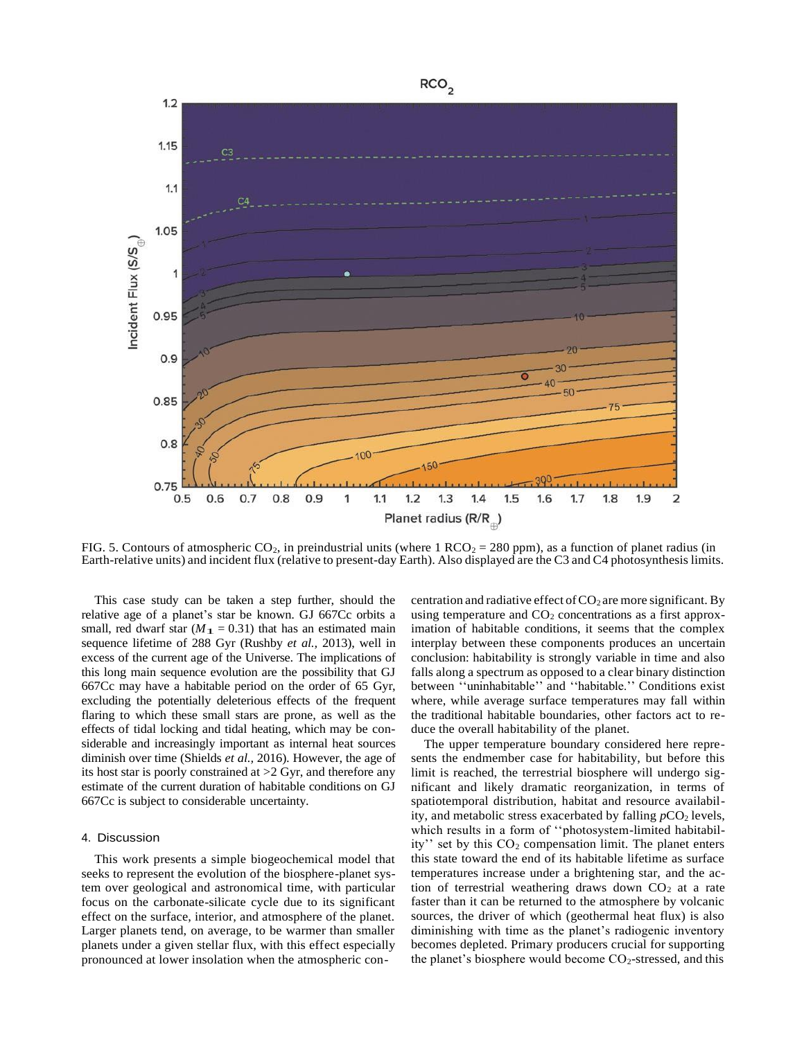FIG. 5. Contours of atmospheric $CO_2$, in preindustrial units (where 1 $RCO_2$ = 280 ppm), as a function of planet radius (in Earth-relative units) and incident flux (relative to present-day Earth). Also displayed are the C3 and C4 photosynthesis limits.

This case study can be taken a step further, should the relative age of a planet's star be known. GJ 667Cc orbits a small, red dwarf star ($M_{\star}$ = 0.31) that has an estimated main sequence lifetime of 288 Gyr (Rushby *et al.,* 2013), well in excess of the current age of the Universe. The implications of this long main sequence evolution are the possibility that GJ 667Cc may have a habitable period on the order of 65 Gyr, excluding the potentially deleterious effects of the frequent flaring to which these small stars are prone, as well as the effects of tidal locking and tidal heating, which may be considerable and increasingly important as internal heat sources diminish over time (Shields *et al.,* 2016). However, the age of its host star is poorly constrained at >2 Gyr, and therefore any estimate of the current duration of habitable conditions on GJ 667Cc is subject to considerable uncertainty.

## 4. Discussion

This work presents a simple biogeochemical model that seeks to represent the evolution of the biosphere-planet system over geological and astronomical time, with particular focus on the carbonate-silicate cycle due to its significant effect on the surface, interior, and atmosphere of the planet. Larger planets tend, on average, to be warmer than smaller planets under a given stellar flux, with this effect especially pronounced at lower insolation when the atmospheric concentration and radiative effect of $CO_2$ are more significant. By using temperature and $CO_2$ concentrations as a first approximation of habitable conditions, it seems that the complex interplay between these components produces an uncertain conclusion: habitability is strongly variable in time and also falls along a spectrum as opposed to a clear binary distinction between ''uninhabitable'' and ''habitable.'' Conditions exist where, while average surface temperatures may fall within the traditional habitable boundaries, other factors act to reduce the overall habitability of the planet.

The upper temperature boundary considered here represents the endmember case for habitability, but before this limit is reached, the terrestrial biosphere will undergo significant and likely dramatic reorganization, in terms of spatiotemporal distribution, habitat and resource availability, and metabolic stress exacerbated by falling $pCO_2$ levels, which results in a form of ''photosystem-limited habitability'' set by this $CO_2$ compensation limit. The planet enters this state toward the end of its habitable lifetime as surface temperatures increase under a brightening star, and the action of terrestrial weathering draws down $CO_2$ at a rate faster than it can be returned to the atmosphere by volcanic sources, the driver of which (geothermal heat flux) is also diminishing with time as the planet's radiogenic inventory becomes depleted. Primary producers crucial for supporting the planet's biosphere would become $CO_2$-stressed, and this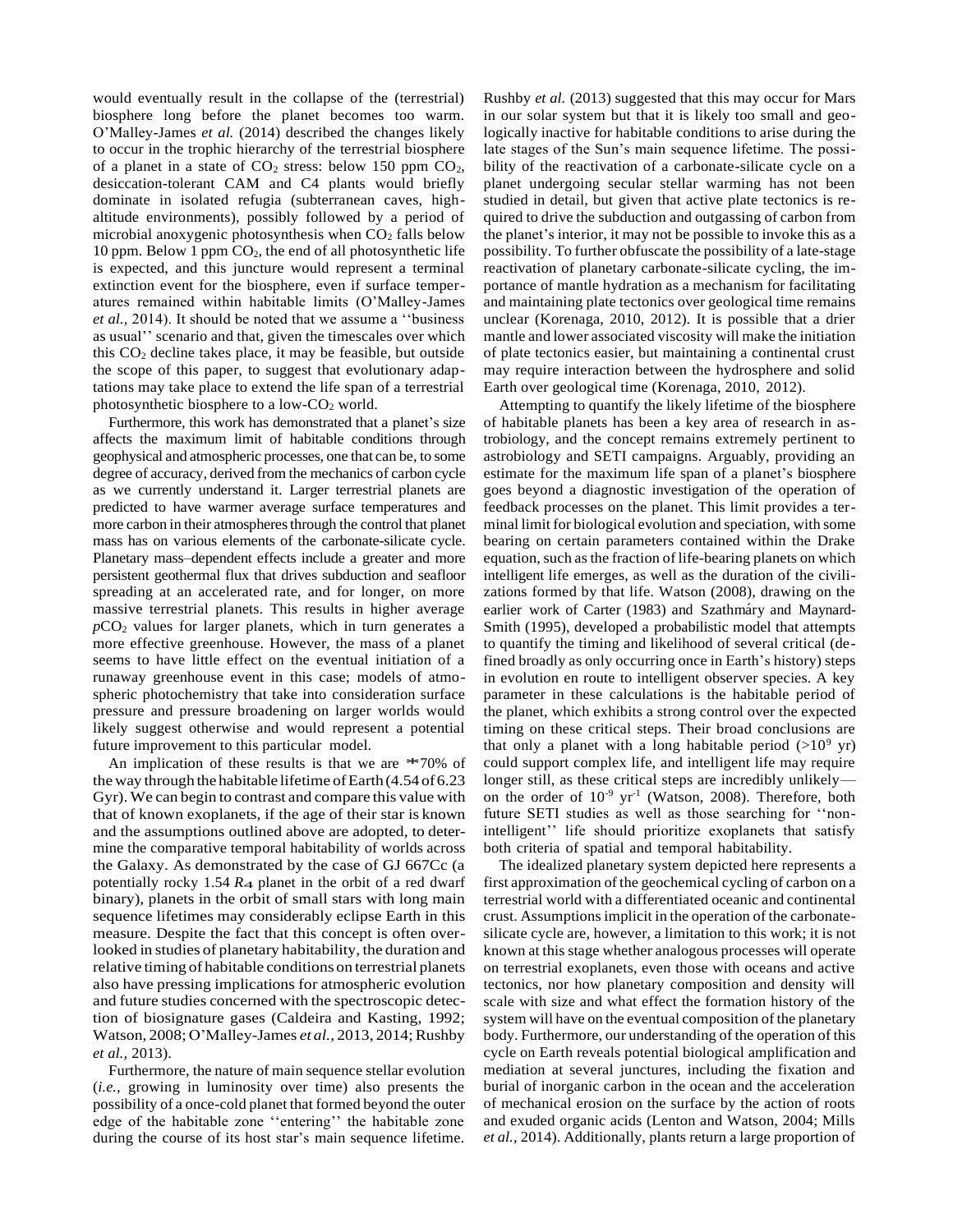would eventually result in the collapse of the (terrestrial) biosphere long before the planet becomes too warm. O'Malley-James *et al.* (2014) described the changes likely to occur in the trophic hierarchy of the terrestrial biosphere of a planet in a state of $CO_2$ stress: below 150 ppm $CO_2$, desiccation-tolerant CAM and C4 plants would briefly dominate in isolated refugia (subterranean caves, high-altitude environments), possibly followed by a period of microbial anoxygenic photosynthesis when $CO_2$ falls below 10 ppm. Below 1 ppm $CO_2$, the end of all photosynthetic life is expected, and this juncture would represent a terminal extinction event for the biosphere, even if surface temperatures remained within habitable limits (O'Malley-James *et al.,* 2014). It should be noted that we assume a ''business as usual'' scenario and that, given the timescales over which this $CO_2$ decline takes place, it may be feasible, but outside the scope of this paper, to suggest that evolutionary adaptations may take place to extend the life span of a terrestrial photosynthetic biosphere to a low-$CO_2$ world.

Furthermore, this work has demonstrated that a planet's size affects the maximum limit of habitable conditions through geophysical and atmospheric processes, one that can be, to some degree of accuracy, derived from the mechanics of carbon cycle as we currently understand it. Larger terrestrial planets are predicted to have warmer average surface temperatures and more carbon in their atmospheres through the control that planet mass has on various elements of the carbonate-silicate cycle. Planetary mass–dependent effects include a greater and more persistent geothermal flux that drives subduction and seafloor spreading at an accelerated rate, and for longer, on more massive terrestrial planets. This results in higher average $pCO_2$ values for larger planets, which in turn generates a more effective greenhouse. However, the mass of a planet seems to have little effect on the eventual initiation of a runaway greenhouse event in this case; models of atmospheric photochemistry that take into consideration surface pressure and pressure broadening on larger worlds would likely suggest otherwise and would represent a potential future improvement to this particular model.

An implication of these results is that we are ~70% of the way through the habitable lifetime of Earth (4.54 of 6.23 Gyr). We can begin to contrast and compare this value with that of known exoplanets, if the age of their star is known and the assumptions outlined above are adopted, to determine the comparative temporal habitability of worlds across the Galaxy. As demonstrated by the case of GJ 667Cc (a potentially rocky 1.54 $R_⊕$ planet in the orbit of a red dwarf binary), planets in the orbit of small stars with long main sequence lifetimes may considerably eclipse Earth in this measure. Despite the fact that this concept is often overlooked in studies of planetary habitability, the duration and relative timing of habitable conditions on terrestrial planets also have pressing implications for atmospheric evolution and future studies concerned with the spectroscopic detection of biosignature gases (Caldeira and Kasting, 1992; Watson, 2008; O'Malley-James *et al.,* 2013, 2014; Rushby *et al.,* 2013).

Furthermore, the nature of main sequence stellar evolution (*i.e.,* growing in luminosity over time) also presents the possibility of a once-cold planet that formed beyond the outer edge of the habitable zone ''entering'' the habitable zone during the course of its host star's main sequence lifetime. Rushby *et al.* (2013) suggested that this may occur for Mars in our solar system but that it is likely too small and geologically inactive for habitable conditions to arise during the late stages of the Sun's main sequence lifetime. The possibility of the reactivation of a carbonate-silicate cycle on a planet undergoing secular stellar warming has not been studied in detail, but given that active plate tectonics is required to drive the subduction and outgassing of carbon from the planet's interior, it may not be possible to invoke this as a possibility. To further obfuscate the possibility of a late-stage reactivation of planetary carbonate-silicate cycling, the importance of mantle hydration as a mechanism for facilitating and maintaining plate tectonics over geological time remains unclear (Korenaga, 2010, 2012). It is possible that a drier mantle and lower associated viscosity will make the initiation of plate tectonics easier, but maintaining a continental crust may require interaction between the hydrosphere and solid Earth over geological time (Korenaga, 2010, 2012).

Attempting to quantify the likely lifetime of the biosphere of habitable planets has been a key area of research in astrobiology, and the concept remains extremely pertinent to astrobiology and SETI campaigns. Arguably, providing an estimate for the maximum life span of a planet's biosphere goes beyond a diagnostic investigation of the operation of feedback processes on the planet. This limit provides a terminal limit for biological evolution and speciation, with some bearing on certain parameters contained within the Drake equation, such as the fraction of life-bearing planets on which intelligent life emerges, as well as the duration of the civilizations formed by that life. Watson (2008), drawing on the earlier work of Carter (1983) and Szathmáry and Maynard-Smith (1995), developed a probabilistic model that attempts to quantify the timing and likelihood of several critical (defined broadly as only occurring once in Earth's history) steps in evolution en route to intelligent observer species. A key parameter in these calculations is the habitable period of the planet, which exhibits a strong control over the expected timing on these critical steps. Their broad conclusions are that only a planet with a long habitable period ($>10^9$ yr) could support complex life, and intelligent life may require longer still, as these critical steps are incredibly unlikely—on the order of $10^{-9}$ $yr^{-1}$ (Watson, 2008). Therefore, both future SETI studies as well as those searching for ''non-intelligent'' life should prioritize exoplanets that satisfy both criteria of spatial and temporal habitability.

The idealized planetary system depicted here represents a first approximation of the geochemical cycling of carbon on a terrestrial world with a differentiated oceanic and continental crust. Assumptions implicit in the operation of the carbonate-silicate cycle are, however, a limitation to this work; it is not known at this stage whether analogous processes will operate on terrestrial exoplanets, even those with oceans and active tectonics, nor how planetary composition and density will scale with size and what effect the formation history of the system will have on the eventual composition of the planetary body. Furthermore, our understanding of the operation of this cycle on Earth reveals potential biological amplification and mediation at several junctures, including the fixation and burial of inorganic carbon in the ocean and the acceleration of mechanical erosion on the surface by the action of roots and exuded organic acids (Lenton and Watson, 2004; Mills *et al.,* 2014). Additionally, plants return a large proportion of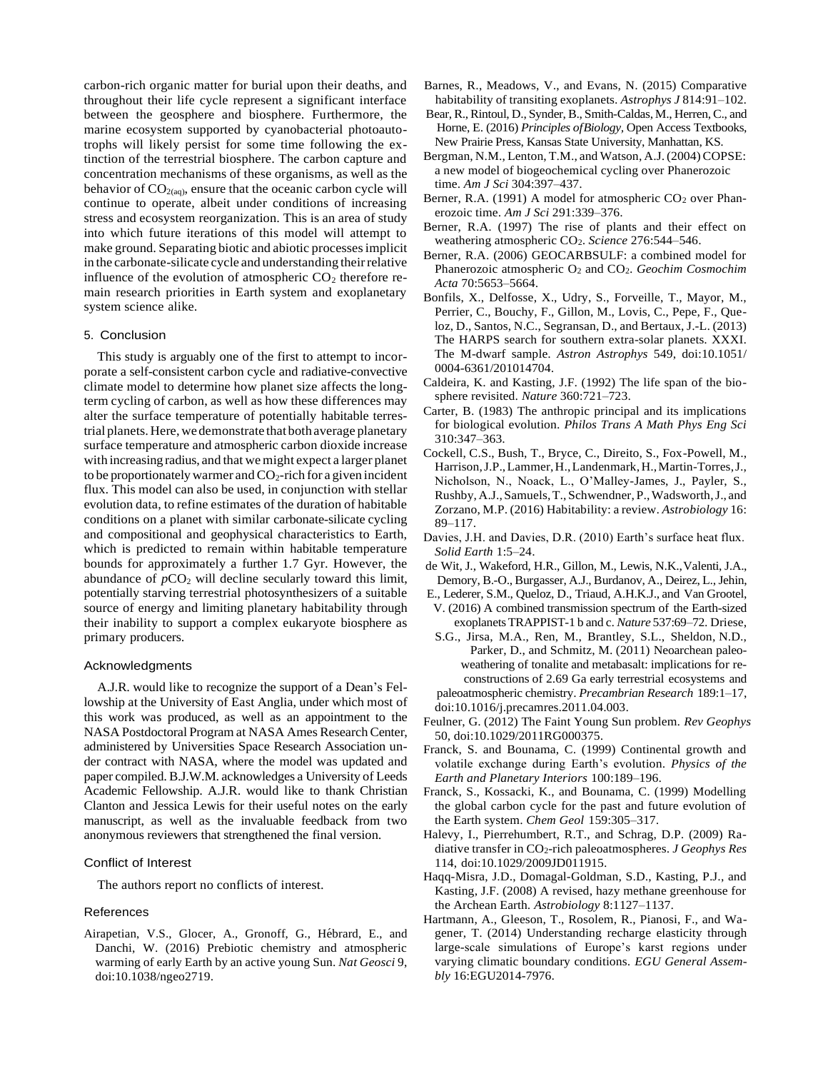carbon-rich organic matter for burial upon their deaths, and throughout their life cycle represent a significant interface between the geosphere and biosphere. Furthermore, the marine ecosystem supported by cyanobacterial photoautotrophs will likely persist for some time following the extinction of the terrestrial biosphere. The carbon capture and concentration mechanisms of these organisms, as well as the behavior of $CO_{2(aq)}$, ensure that the oceanic carbon cycle will continue to operate, albeit under conditions of increasing stress and ecosystem reorganization. This is an area of study into which future iterations of this model will attempt to make ground. Separating biotic and abiotic processes implicit in the carbonate-silicate cycle and understanding their relative influence of the evolution of atmospheric $CO_2$ therefore remain research priorities in Earth system and exoplanetary system science alike.

## 5. Conclusion

This study is arguably one of the first to attempt to incorporate a self-consistent carbon cycle and radiative-convective climate model to determine how planet size affects the long-term cycling of carbon, as well as how these differences may alter the surface temperature of potentially habitable terrestrial planets. Here, we demonstrate that both average planetary surface temperature and atmospheric carbon dioxide increase with increasing radius, and that we might expect a larger planet to be proportionately warmer and $CO_2$-rich for a given incident flux. This model can also be used, in conjunction with stellar evolution data, to refine estimates of the duration of habitable conditions on a planet with similar carbonate-silicate cycling and compositional and geophysical characteristics to Earth, which is predicted to remain within habitable temperature bounds for approximately a further 1.7 Gyr. However, the abundance of $p$$CO_2$ will decline secularly toward this limit, potentially starving terrestrial photosynthesizers of a suitable source of energy and limiting planetary habitability through their inability to support a complex eukaryote biosphere as primary producers.

## Acknowledgments

A.J.R. would like to recognize the support of a Dean's Fellowship at the University of East Anglia, under which most of this work was produced, as well as an appointment to the NASA Postdoctoral Program at NASA Ames Research Center, administered by Universities Space Research Association under contract with NASA, where the model was updated and paper compiled. B.J.W.M. acknowledges a University of Leeds Academic Fellowship. A.J.R. would like to thank Christian Clanton and Jessica Lewis for their useful notes on the early manuscript, as well as the invaluable feedback from two anonymous reviewers that strengthened the final version.

## Conflict of Interest

The authors report no conflicts of interest.

## References

Airapetian, V.S., Glocer, A., Gronoff, G., Hébrard, E., and Danchi, W. (2016) Prebiotic chemistry and atmospheric warming of early Earth by an active young Sun. *Nat Geosci* 9, doi:10.1038/ngeo2719.

Barnes, R., Meadows, V., and Evans, N. (2015) Comparative habitability of transiting exoplanets. *Astrophys J* 814:91–102.

Bear, R., Rintoul, D., Synder, B., Smith-Caldas, M., Herren, C., and Horne, E. (2016) *Principles of Biology*, Open Access Textbooks, New Prairie Press, Kansas State University, Manhattan, KS.

Bergman, N.M., Lenton, T.M., and Watson, A.J. (2004) COPSE: a new model of biogeochemical cycling over Phanerozoic time. *Am J Sci* 304:397–437.

Berner, R.A. (1991) A model for atmospheric $CO_2$ over Phanerozoic time. *Am J Sci* 291:339–376.

Berner, R.A. (1997) The rise of plants and their effect on weathering atmospheric $CO_2$. *Science* 276:544–546.

Berner, R.A. (2006) GEOCARBSULF: a combined model for Phanerozoic atmospheric $O_2$ and $CO_2$. *Geochim Cosmochim Acta* 70:5653–5664.

Bonfils, X., Delfosse, X., Udry, S., Forveille, T., Mayor, M., Perrier, C., Bouchy, F., Gillon, M., Lovis, C., Pepe, F., Queloz, D., Santos, N.C., Segransan, D., and Bertaux, J.-L. (2013) The HARPS search for southern extra-solar planets. XXXI. The M-dwarf sample. *Astron Astrophys* 549, doi:10.1051/0004-6361/201014704.

Caldeira, K. and Kasting, J.F. (1992) The life span of the biosphere revisited. *Nature* 360:721–723.

Carter, B. (1983) The anthropic principal and its implications for biological evolution. *Philos Trans A Math Phys Eng Sci* 310:347–363.

Cockell, C.S., Bush, T., Bryce, C., Direito, S., Fox-Powell, M., Harrison, J.P., Lammer, H., Landenmark, H., Martin-Torres, J., Nicholson, N., Noack, L., O'Malley-James, J., Payler, S., Rushby, A.J., Samuels, T., Schwendner, P., Wadsworth, J., and Zorzano, M.P. (2016) Habitability: a review. *Astrobiology* 16: 89–117.

Davies, J.H. and Davies, D.R. (2010) Earth's surface heat flux. *Solid Earth* 1:5–24.

de Wit, J., Wakeford, H.R., Gillon, M., Lewis, N.K., Valenti, J.A., Demory, B.-O., Burgasser, A.J., Burdanov, A., Deirez, L., Jehin, E., Lederer, S.M., Queloz, D., Triaud, A.H.K.J., and Van Grootel, V. (2016) A combined transmission spectrum of the Earth-sized exoplanets TRAPPIST-1 b and c. *Nature* 537:69–72.

Driese, S.G., Jirsa, M.A., Ren, M., Brantley, S.L., Sheldon, N.D., Parker, D., and Schmitz, M. (2011) Neoarchean paleoweathering of tonalite and metabasalt: implications for reconstructions of 2.69 Ga early terrestrial ecosystems and paleoatmospheric chemistry. *Precambrian Research* 189:1–17, doi:10.1016/j.precamres.2011.04.003.

Feulner, G. (2012) The Faint Young Sun problem. *Rev Geophys* 50, doi:10.1029/2011RG000375.

Franck, S. and Bounama, C. (1999) Continental growth and volatile exchange during Earth's evolution. *Physics of the Earth and Planetary Interiors* 100:189–196.

Franck, S., Kossacki, K., and Bounama, C. (1999) Modelling the global carbon cycle for the past and future evolution of the Earth system. *Chem Geol* 159:305–317.

Halevy, I., Pierrehumbert, R.T., and Schrag, D.P. (2009) Radiative transfer in $CO_2$-rich paleoatmospheres. *J Geophys Res* 114, doi:10.1029/2009JD011915.

Haqq-Misra, J.D., Domagal-Goldman, S.D., Kasting, P.J., and Kasting, J.F. (2008) A revised, hazy methane greenhouse for the Archean Earth. *Astrobiology* 8:1127–1137.

Hartmann, A., Gleeson, T., Rosolem, R., Pianosi, F., and Wagener, T. (2014) Understanding recharge elasticity through large-scale simulations of Europe's karst regions under varying climatic boundary conditions. *EGU General Assembly* 16:EGU2014-7976.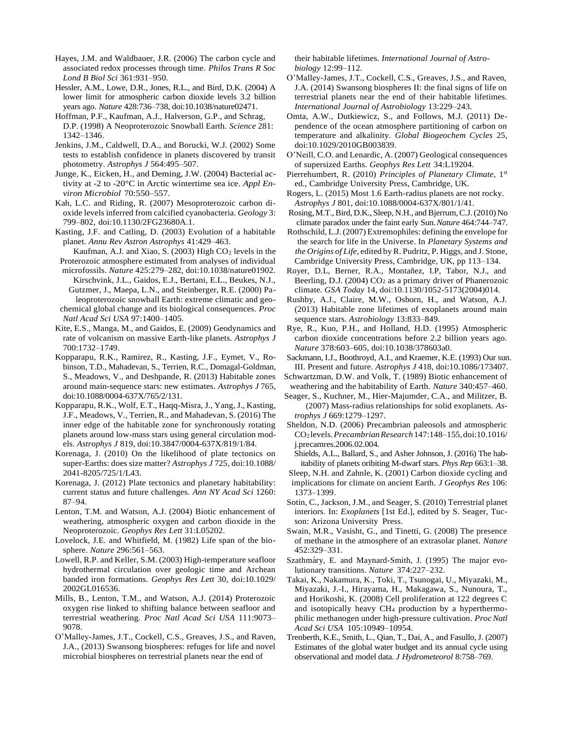Hayes, J.M. and Waldbauer, J.R. (2006) The carbon cycle and associated redox processes through time. *Philos Trans R Soc Lond B Biol Sci* 361:931–950.

Hessler, A.M., Lowe, D.R., Jones, R.L., and Bird, D.K. (2004) A lower limit for atmospheric carbon dioxide levels 3.2 billion years ago. *Nature* 428:736–738, doi:10.1038/nature02471.

Hoffman, P.F., Kaufman, A.J., Halverson, G.P., and Schrag, D.P. (1998) A Neoproterozoic Snowball Earth. *Science* 281: 1342–1346.

Jenkins, J.M., Caldwell, D.A., and Borucki, W.J. (2002) Some tests to establish confidence in planets discovered by transit photometry. *Astrophys J* 564:495–507.

Junge, K., Eicken, H., and Deming, J.W. (2004) Bacterial activity at -2 to -20°C in Arctic wintertime sea ice. *Appl Environ Microbiol* 70:550–557.

Kah, L.C. and Riding, R. (2007) Mesoproterozoic carbon dioxide levels inferred from calcified cyanobacteria. *Geology* 3: 799–802, doi:10.1130/2FG23680A.1.

Kasting, J.F. and Catling, D. (2003) Evolution of a habitable planet. *Annu Rev Astron Astrophys* 41:429–463.

Kaufman, A.J. and Xiao, S. (2003) High $CO_2$ levels in the Proterozoic atmosphere estimated from analyses of individual microfossils. *Nature* 425:279–282, doi:10.1038/nature01902.

Kirschvink, J.L., Gaidos, E.J., Bertani, E.L., Beukes, N.J., Gutzmer, J., Maepa, L.N., and Steinberger, R.E. (2000) Paleoproterozoic snowball Earth: extreme climatic and geochemical global change and its biological consequences. *Proc Natl Acad Sci USA* 97:1400–1405.

Kite, E.S., Manga, M., and Gaidos, E. (2009) Geodynamics and rate of volcanism on massive Earth-like planets. *Astrophys J* 700:1732–1749.

Kopparapu, R.K., Ramirez, R., Kasting, J.F., Eymet, V., Robinson, T.D., Mahadevan, S., Terrien, R.C., Domagal-Goldman, S., Meadows, V., and Deshpande, R. (2013) Habitable zones around main-sequence stars: new estimates. *Astrophys J* 765, doi:10.1088/0004-637X/765/2/131.

Kopparapu, R.K., Wolf, E.T., Haqq-Misra, J., Yang, J., Kasting, J.F., Meadows, V., Terrien, R., and Mahadevan, S. (2016) The inner edge of the habitable zone for synchronously rotating planets around low-mass stars using general circulation models. *Astrophys J* 819, doi:10.3847/0004-637X/819/1/84.

Korenaga, J. (2010) On the likelihood of plate tectonics on super-Earths: does size matter? *Astrophys J* 725, doi:10.1088/2041-8205/725/1/L43.

Korenaga, J. (2012) Plate tectonics and planetary habitability: current status and future challenges. *Ann NY Acad Sci* 1260: 87–94.

Lenton, T.M. and Watson, A.J. (2004) Biotic enhancement of weathering, atmospheric oxygen and carbon dioxide in the Neoproterozoic. *Geophys Res Lett* 31:L05202.

Lovelock, J.E. and Whitfield, M. (1982) Life span of the biosphere. *Nature* 296:561–563.

Lowell, R.P. and Keller, S.M. (2003) High-temperature seafloor hydrothermal circulation over geologic time and Archean banded iron formations. *Geophys Res Lett* 30, doi:10.1029/2002GL016536.

Mills, B., Lenton, T.M., and Watson, A.J. (2014) Proterozoic oxygen rise linked to shifting balance between seafloor and terrestrial weathering. *Proc Natl Acad Sci USA* 111:9073–9078.

O'Malley-James, J.T., Cockell, C.S., Greaves, J.S., and Raven, J.A., (2013) Swansong biospheres: refuges for life and novel microbial biospheres on terrestrial planets near the end of their habitable lifetimes. *International Journal of Astrobiology* 12:99–112.

O'Malley-James, J.T., Cockell, C.S., Greaves, J.S., and Raven, J.A. (2014) Swansong biospheres II: the final signs of life on terrestrial planets near the end of their habitable lifetimes. *International Journal of Astrobiology* 13:229–243.

Omta, A.W., Dutkiewicz, S., and Follows, M.J. (2011) Dependence of the ocean atmosphere partitioning of carbon on temperature and alkalinity. *Global Biogeochem Cycles* 25, doi:10.1029/2010GB003839.

O'Neill, C.O. and Lenardic, A. (2007) Geological consequences of supersized Earths. *Geophys Res Lett* 34:L19204.

Pierrehumbert, R. (2010) *Principles of Planetary Climate*, 1st ed., Cambridge University Press, Cambridge, UK.

Rogers, L. (2015) Most 1.6 Earth-radius planets are not rocky. *Astrophys J* 801, doi:10.1088/0004-637X/801/1/41.

Rosing, M.T., Bird, D.K., Sleep, N.H., and Bjerrum, C.J. (2010) No climate paradox under the faint early Sun. *Nature* 464:744–747.

Rothschild, L.J. (2007) Extremophiles: defining the envelope for the search for life in the Universe. In *Planetary Systems and the Origins of Life*, edited by R. Pudritz, P. Higgs, and J. Stone, Cambridge University Press, Cambridge, UK, pp 113–134.

Royer, D.L, Berner, R.A., Montañez, I.P, Tabor, N.J., and Beerling, D.J. (2004) $CO_2$ as a primary driver of Phanerozoic climate. *GSA Today* 14, doi:10.1130/1052-5173(2004)014.

Rushby, A.J., Claire, M.W., Osborn, H., and Watson, A.J. (2013) Habitable zone lifetimes of exoplanets around main sequence stars. *Astrobiology* 13:833–849.

Rye, R., Kuo, P.H., and Holland, H.D. (1995) Atmospheric carbon dioxide concentrations before 2.2 billion years ago. *Nature* 378:603–605, doi:10.1038/378603a0.

Sackmann, I.J., Boothroyd, A.I., and Kraemer, K.E. (1993) Our sun. III. Present and future. *Astrophys J* 418, doi:10.1086/173407.

Schwartzman, D.W. and Volk, T. (1989) Biotic enhancement of weathering and the habitability of Earth. *Nature* 340:457–460.

Seager, S., Kuchner, M., Hier-Majumder, C.A., and Militzer, B. (2007) Mass-radius relationships for solid exoplanets. *Astrophys J* 669:1279–1297.

Sheldon, N.D. (2006) Precambrian paleosols and atmospheric $CO_2$ levels. *Precambrian Research* 147:148–155, doi:10.1016/j.precamres.2006.02.004.

Shields, A.L., Ballard, S., and Asher Johnson, J. (2016) The habitability of planets oribiting M-dwarf stars. *Phys Rep* 663:1–38.

Sleep, N.H. and Zahnle, K. (2001) Carbon dioxide cycling and implications for climate on ancient Earth. *J Geophys Res* 106: 1373–1399.

Sotin, C., Jackson, J.M., and Seager, S. (2010) Terrestrial planet interiors. In: *Exoplanets* [1st Ed.], edited by S. Seager, Tucson: Arizona University Press.

Swain, M.R., Vasisht, G., and Tinetti, G. (2008) The presence of methane in the atmosphere of an extrasolar planet. *Nature* 452:329–331.

Szathmáry, E. and Maynard-Smith, J. (1995) The major evolutionary transitions. *Nature* 374:227–232.

Takai, K., Nakamura, K., Toki, T., Tsunogai, U., Miyazaki, M., Miyazaki, J.-I., Hirayama, H., Makagawa, S., Nunoura, T., and Horikoshi, K. (2008) Cell proliferation at 122 degrees C and isotopically heavy $CH_4$ production by a hyperthermophilic methanogen under high-pressure cultivation. *Proc Natl Acad Sci USA* 105:10949–10954.

Trenberth, K.E., Smith, L., Qian, T., Dai, A., and Fasullo, J. (2007) Estimates of the global water budget and its annual cycle using observational and model data. *J Hydrometeorol* 8:758–769.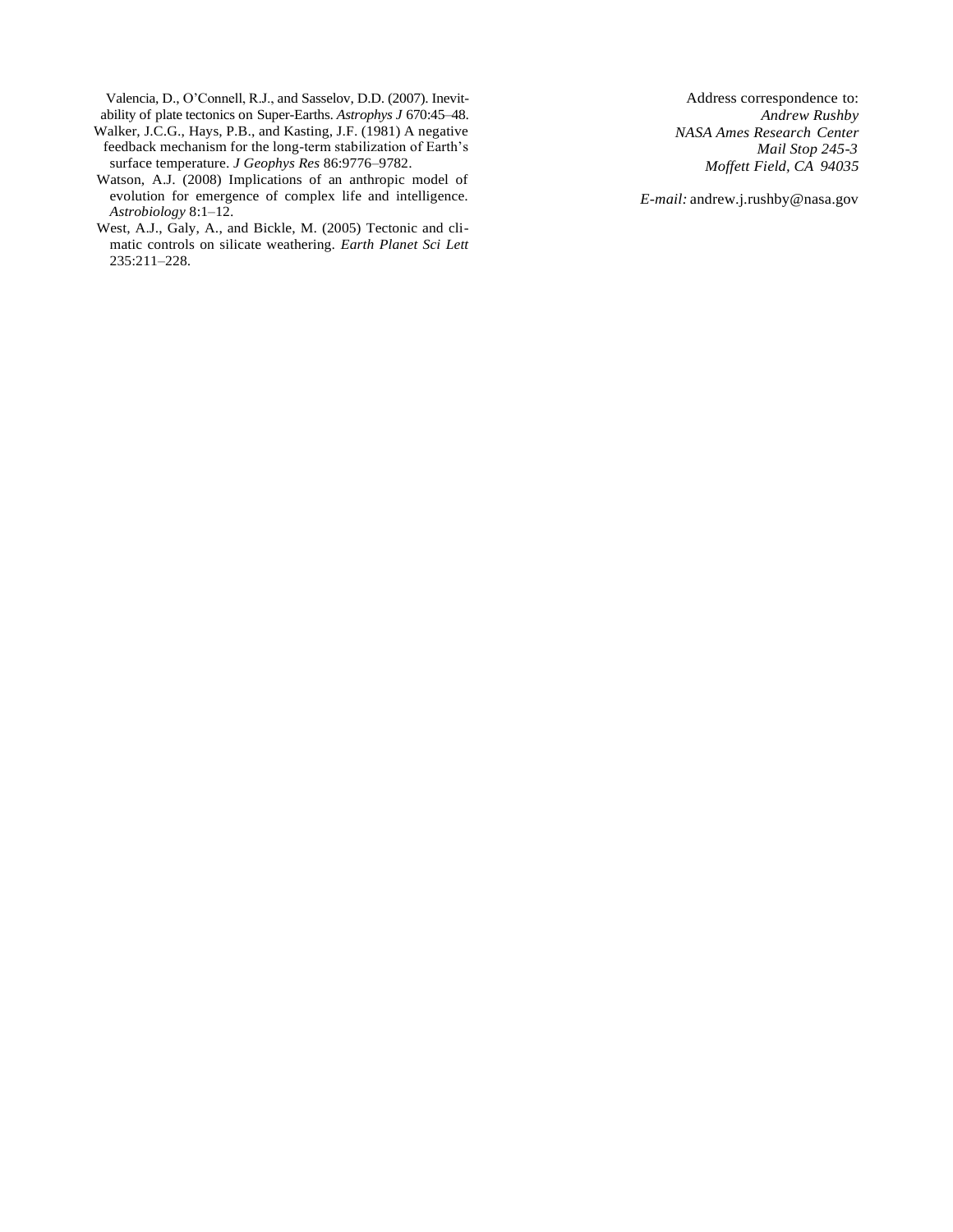Valencia, D., O'Connell, R.J., and Sasselov, D.D. (2007). Inevitability of plate tectonics on Super-Earths. *Astrophys J* 670:45–48.

Walker, J.C.G., Hays, P.B., and Kasting, J.F. (1981) A negative feedback mechanism for the long-term stabilization of Earth's surface temperature. *J Geophys Res* 86:9776–9782.

Watson, A.J. (2008) Implications of an anthropic model of evolution for emergence of complex life and intelligence. *Astrobiology* 8:1–12.

West, A.J., Galy, A., and Bickle, M. (2005) Tectonic and climatic controls on silicate weathering. *Earth Planet Sci Lett* 235:211–228.

Address correspondence to:
*Andrew Rushby*
*NASA Ames Research Center*
*Mail Stop 245-3*
*Moffett Field, CA 94035*

*E-mail:* andrew.j.rushby@nasa.gov